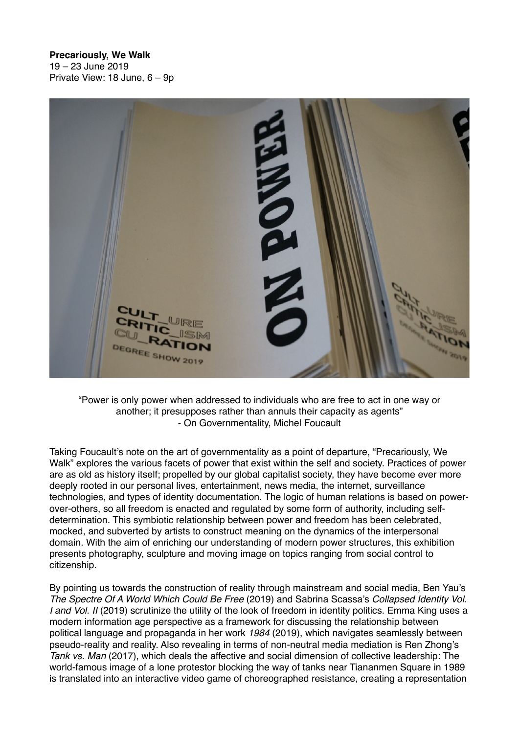**Precariously, We Walk**
19 – 23 June 2019
Private View: 18 June, 6 – 9p

"Power is only power when addressed to individuals who are free to act in one way or another; it presupposes rather than annuls their capacity as agents"
- On Governmentality, Michel Foucault

Taking Foucault's note on the art of governmentality as a point of departure, "Precariously, We Walk" explores the various facets of power that exist within the self and society. Practices of power are as old as history itself; propelled by our global capitalist society, they have become ever more deeply rooted in our personal lives, entertainment, news media, the internet, surveillance technologies, and types of identity documentation. The logic of human relations is based on power-over-others, so all freedom is enacted and regulated by some form of authority, including self-determination. This symbiotic relationship between power and freedom has been celebrated, mocked, and subverted by artists to construct meaning on the dynamics of the interpersonal domain. With the aim of enriching our understanding of modern power structures, this exhibition presents photography, sculpture and moving image on topics ranging from social control to citizenship.

By pointing us towards the construction of reality through mainstream and social media, Ben Yau's *The Spectre Of A World Which Could Be Free* (2019) and Sabrina Scassa's *Collapsed Identity Vol. I and Vol. II* (2019) scrutinize the utility of the look of freedom in identity politics. Emma King uses a modern information age perspective as a framework for discussing the relationship between political language and propaganda in her work *1984* (2019), which navigates seamlessly between pseudo-reality and reality. Also revealing in terms of non-neutral media mediation is Ren Zhong's *Tank vs. Man* (2017), which deals the affective and social dimension of collective leadership: The world-famous image of a lone protestor blocking the way of tanks near Tiananmen Square in 1989 is translated into an interactive video game of choreographed resistance, creating a representation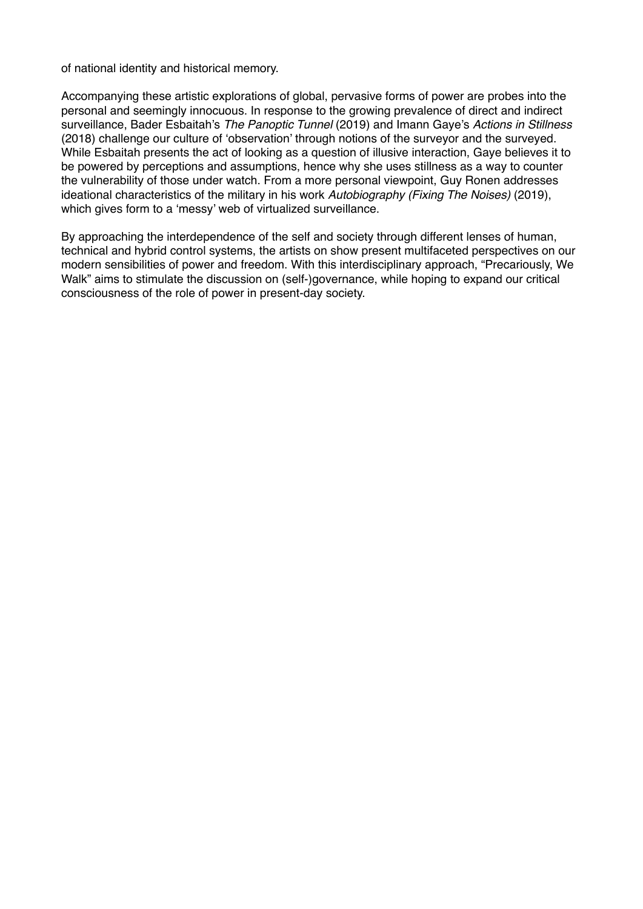of national identity and historical memory.

Accompanying these artistic explorations of global, pervasive forms of power are probes into the personal and seemingly innocuous. In response to the growing prevalence of direct and indirect surveillance, Bader Esbaitah's *The Panoptic Tunnel* (2019) and Imann Gaye's *Actions in Stillness* (2018) challenge our culture of 'observation' through notions of the surveyor and the surveyed. While Esbaitah presents the act of looking as a question of illusive interaction, Gaye believes it to be powered by perceptions and assumptions, hence why she uses stillness as a way to counter the vulnerability of those under watch. From a more personal viewpoint, Guy Ronen addresses ideational characteristics of the military in his work *Autobiography (Fixing The Noises)* (2019), which gives form to a 'messy' web of virtualized surveillance.

By approaching the interdependence of the self and society through different lenses of human, technical and hybrid control systems, the artists on show present multifaceted perspectives on our modern sensibilities of power and freedom. With this interdisciplinary approach, "Precariously, We Walk" aims to stimulate the discussion on (self-)governance, while hoping to expand our critical consciousness of the role of power in present-day society.